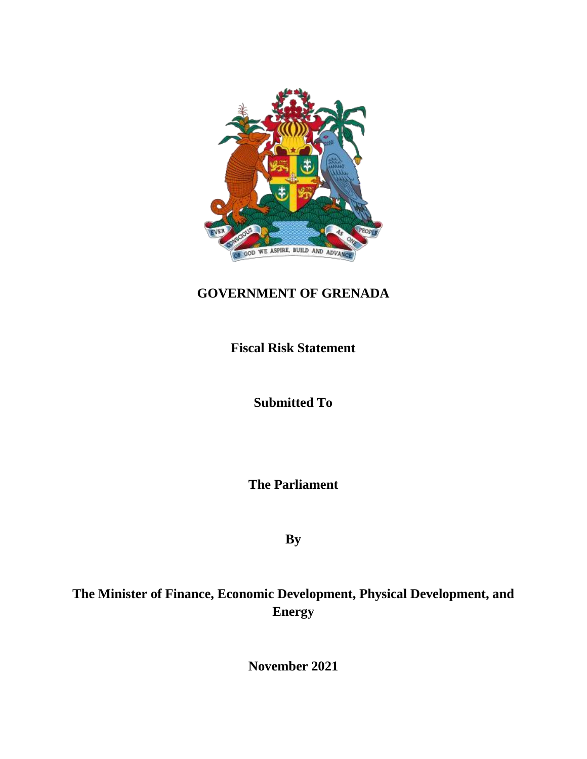# GOVERNMENT OF GRENADA

**Fiscal Risk Statement**

**Submitted To**

**The Parliament**

**By**

**The Minister of Finance, Economic Development, Physical Development, and Energy**

**November 2021**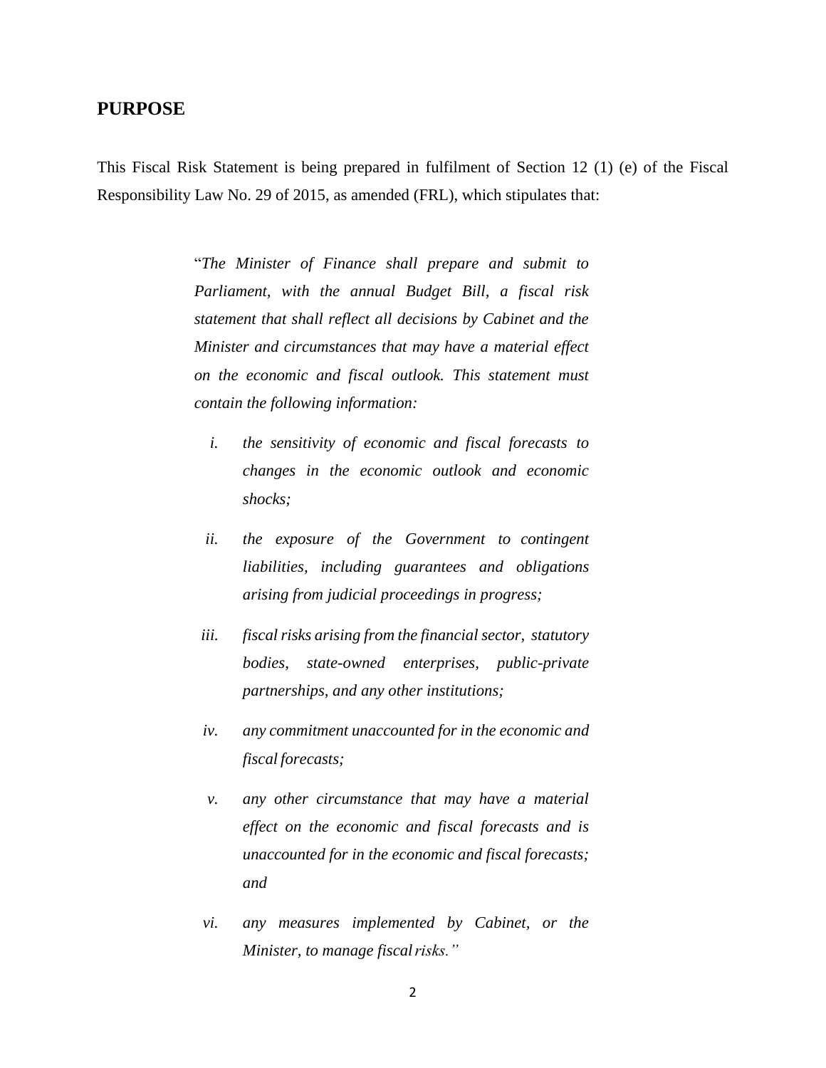## PURPOSE

This Fiscal Risk Statement is being prepared in fulfilment of Section 12 (1) (e) of the Fiscal Responsibility Law No. 29 of 2015, as amended (FRL), which stipulates that:

> "*The Minister of Finance shall prepare and submit to Parliament, with the annual Budget Bill, a fiscal risk statement that shall reflect all decisions by Cabinet and the Minister and circumstances that may have a material effect on the economic and fiscal outlook. This statement must contain the following information:*
>
> *i. the sensitivity of economic and fiscal forecasts to changes in the economic outlook and economic shocks;*
>
> *ii. the exposure of the Government to contingent liabilities, including guarantees and obligations arising from judicial proceedings in progress;*
>
> *iii. fiscal risks arising from the financial sector, statutory bodies, state-owned enterprises, public-private partnerships, and any other institutions;*
>
> *iv. any commitment unaccounted for in the economic and fiscal forecasts;*
>
> *v. any other circumstance that may have a material effect on the economic and fiscal forecasts and is unaccounted for in the economic and fiscal forecasts; and*
>
> *vi. any measures implemented by Cabinet, or the Minister, to manage fiscal risks."*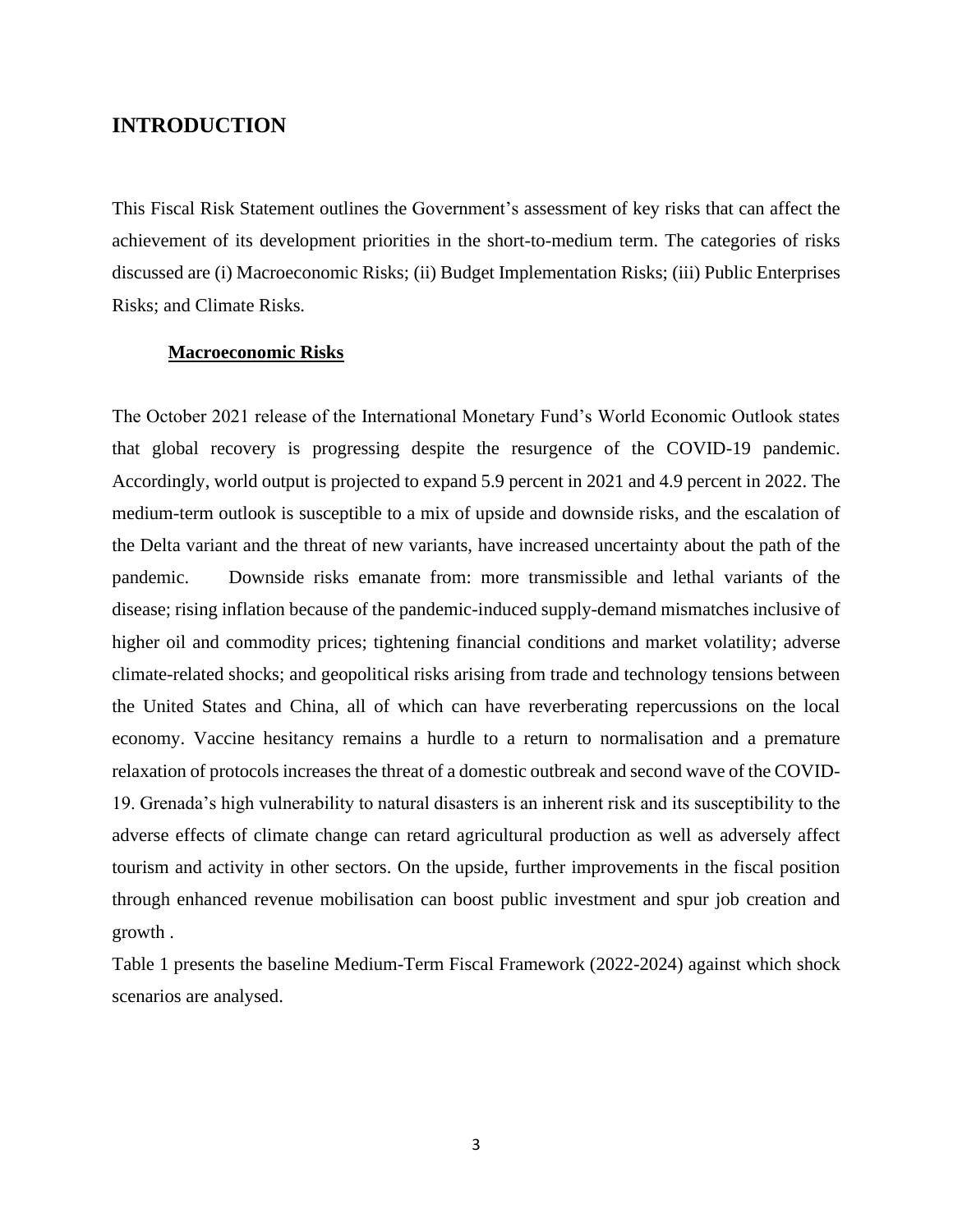# INTRODUCTION

This Fiscal Risk Statement outlines the Government's assessment of key risks that can affect the achievement of its development priorities in the short-to-medium term. The categories of risks discussed are (i) Macroeconomic Risks; (ii) Budget Implementation Risks; (iii) Public Enterprises Risks; and Climate Risks.

## Macroeconomic Risks

The October 2021 release of the International Monetary Fund's World Economic Outlook states that global recovery is progressing despite the resurgence of the COVID-19 pandemic. Accordingly, world output is projected to expand 5.9 percent in 2021 and 4.9 percent in 2022. The medium-term outlook is susceptible to a mix of upside and downside risks, and the escalation of the Delta variant and the threat of new variants, have increased uncertainty about the path of the pandemic. Downside risks emanate from: more transmissible and lethal variants of the disease; rising inflation because of the pandemic-induced supply-demand mismatches inclusive of higher oil and commodity prices; tightening financial conditions and market volatility; adverse climate-related shocks; and geopolitical risks arising from trade and technology tensions between the United States and China, all of which can have reverberating repercussions on the local economy. Vaccine hesitancy remains a hurdle to a return to normalisation and a premature relaxation of protocols increases the threat of a domestic outbreak and second wave of the COVID-19. Grenada's high vulnerability to natural disasters is an inherent risk and its susceptibility to the adverse effects of climate change can retard agricultural production as well as adversely affect tourism and activity in other sectors. On the upside, further improvements in the fiscal position through enhanced revenue mobilisation can boost public investment and spur job creation and growth .

Table 1 presents the baseline Medium-Term Fiscal Framework (2022-2024) against which shock scenarios are analysed.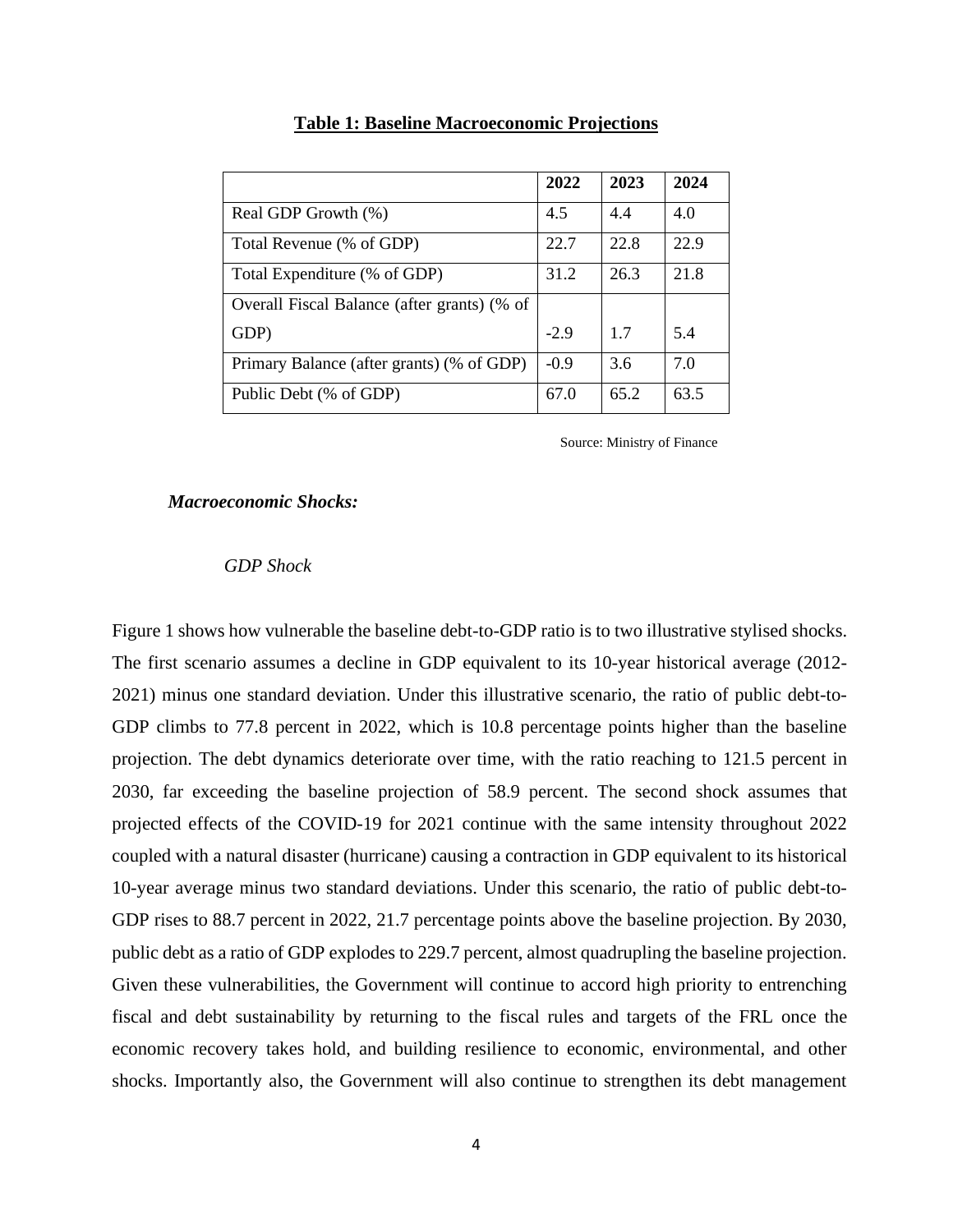**Table 1: Baseline Macroeconomic Projections**

| | 2022 | 2023 | 2024 |
|---|---|---|---|
| Real GDP Growth (%) | 4.5 | 4.4 | 4.0 |
| Total Revenue (% of GDP) | 22.7 | 22.8 | 22.9 |
| Total Expenditure (% of GDP) | 31.2 | 26.3 | 21.8 |
| Overall Fiscal Balance (after grants) (% of GDP) | -2.9 | 1.7 | 5.4 |
| Primary Balance (after grants) (% of GDP) | -0.9 | 3.6 | 7.0 |
| Public Debt (% of GDP) | 67.0 | 65.2 | 63.5 |

Source: Ministry of Finance

***Macroeconomic Shocks:***

*GDP Shock*

Figure 1 shows how vulnerable the baseline debt-to-GDP ratio is to two illustrative stylised shocks. The first scenario assumes a decline in GDP equivalent to its 10-year historical average (2012-2021) minus one standard deviation. Under this illustrative scenario, the ratio of public debt-to-GDP climbs to 77.8 percent in 2022, which is 10.8 percentage points higher than the baseline projection. The debt dynamics deteriorate over time, with the ratio reaching to 121.5 percent in 2030, far exceeding the baseline projection of 58.9 percent. The second shock assumes that projected effects of the COVID-19 for 2021 continue with the same intensity throughout 2022 coupled with a natural disaster (hurricane) causing a contraction in GDP equivalent to its historical 10-year average minus two standard deviations. Under this scenario, the ratio of public debt-to-GDP rises to 88.7 percent in 2022, 21.7 percentage points above the baseline projection. By 2030, public debt as a ratio of GDP explodes to 229.7 percent, almost quadrupling the baseline projection. Given these vulnerabilities, the Government will continue to accord high priority to entrenching fiscal and debt sustainability by returning to the fiscal rules and targets of the FRL once the economic recovery takes hold, and building resilience to economic, environmental, and other shocks. Importantly also, the Government will also continue to strengthen its debt management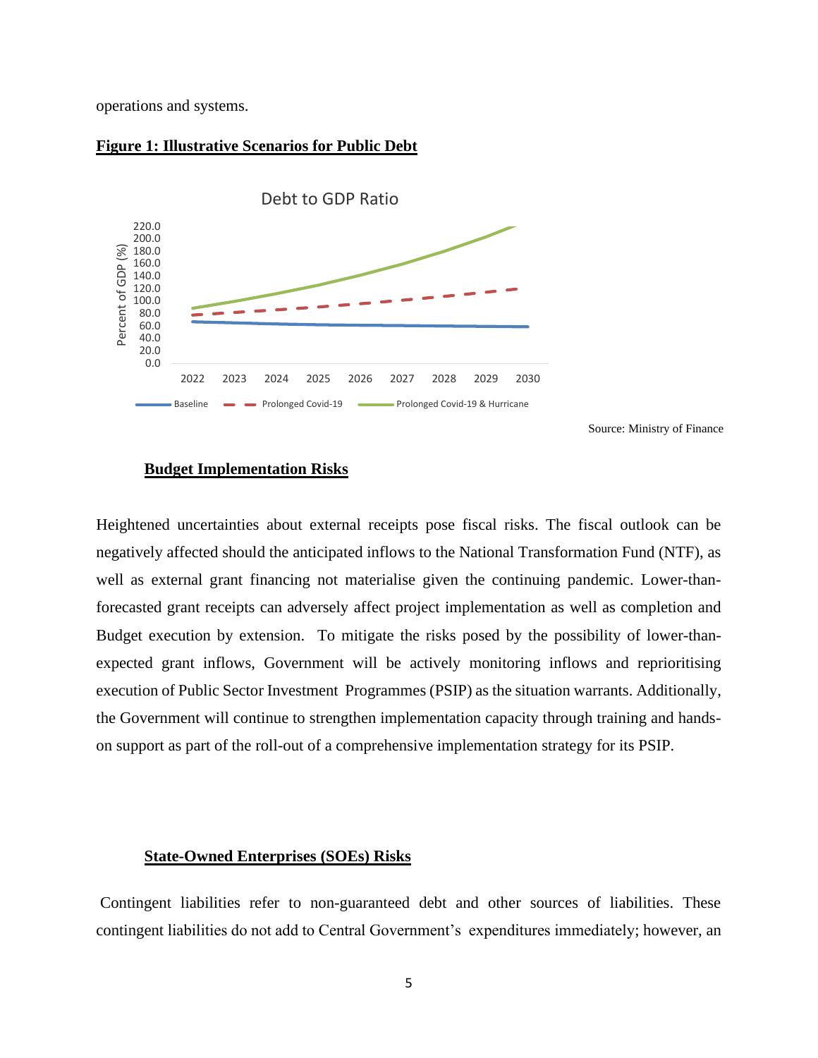operations and systems.

**Figure 1: Illustrative Scenarios for Public Debt**

Debt to GDP Ratio

Percent of GDP (%)

220.0
200.0
180.0
160.0
140.0
120.0
100.0
80.0
60.0
40.0
20.0
0.0

2022 2023 2024 2025 2026 2027 2028 2029 2030

Baseline — Prolonged Covid-19 — Prolonged Covid-19 & Hurricane

Source: Ministry of Finance

## Budget Implementation Risks

Heightened uncertainties about external receipts pose fiscal risks. The fiscal outlook can be negatively affected should the anticipated inflows to the National Transformation Fund (NTF), as well as external grant financing not materialise given the continuing pandemic. Lower-than-forecasted grant receipts can adversely affect project implementation as well as completion and Budget execution by extension. To mitigate the risks posed by the possibility of lower-than-expected grant inflows, Government will be actively monitoring inflows and reprioritising execution of Public Sector Investment Programmes (PSIP) as the situation warrants. Additionally, the Government will continue to strengthen implementation capacity through training and hands-on support as part of the roll-out of a comprehensive implementation strategy for its PSIP.

## State-Owned Enterprises (SOEs) Risks

Contingent liabilities refer to non-guaranteed debt and other sources of liabilities. These contingent liabilities do not add to Central Government's expenditures immediately; however, an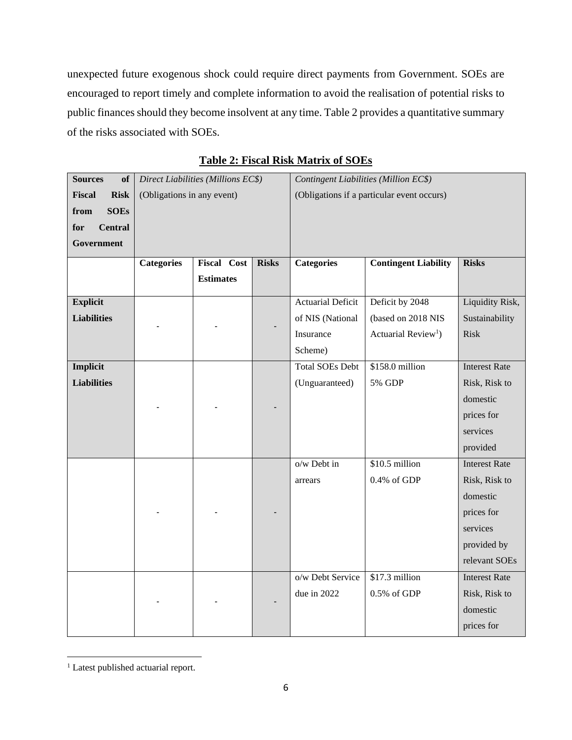unexpected future exogenous shock could require direct payments from Government. SOEs are encouraged to report timely and complete information to avoid the realisation of potential risks to public finances should they become insolvent at any time. Table 2 provides a quantitative summary of the risks associated with SOEs.

**Table 2: Fiscal Risk Matrix of SOEs**

| **Sources of Fiscal Risk from SOEs for Central Government** | *Direct Liabilities (Millions EC$)* (Obligations in any event) | | | *Contingent Liabilities (Million EC$)* (Obligations if a particular event occurs) | | |
|---|---|---|---|---|---|---|
| | **Categories** | **Fiscal Cost Estimates** | **Risks** | **Categories** | **Contingent Liability** | **Risks** |
| **Explicit Liabilities** | - | - | - | Actuarial Deficit of NIS (National Insurance Scheme) | Deficit by 2048 (based on 2018 NIS Actuarial Review[1]) | Liquidity Risk, Sustainability Risk |
| **Implicit Liabilities** | - | - | - | Total SOEs Debt (Unguaranteed) | $158.0 million 5% GDP | Interest Rate Risk, Risk to domestic prices for services provided |
| | - | - | - | o/w Debt in arrears | $10.5 million 0.4% of GDP | Interest Rate Risk, Risk to domestic prices for services provided by relevant SOEs |
| | - | - | - | o/w Debt Service due in 2022 | $17.3 million 0.5% of GDP | Interest Rate Risk, Risk to domestic prices for |

[1] Latest published actuarial report.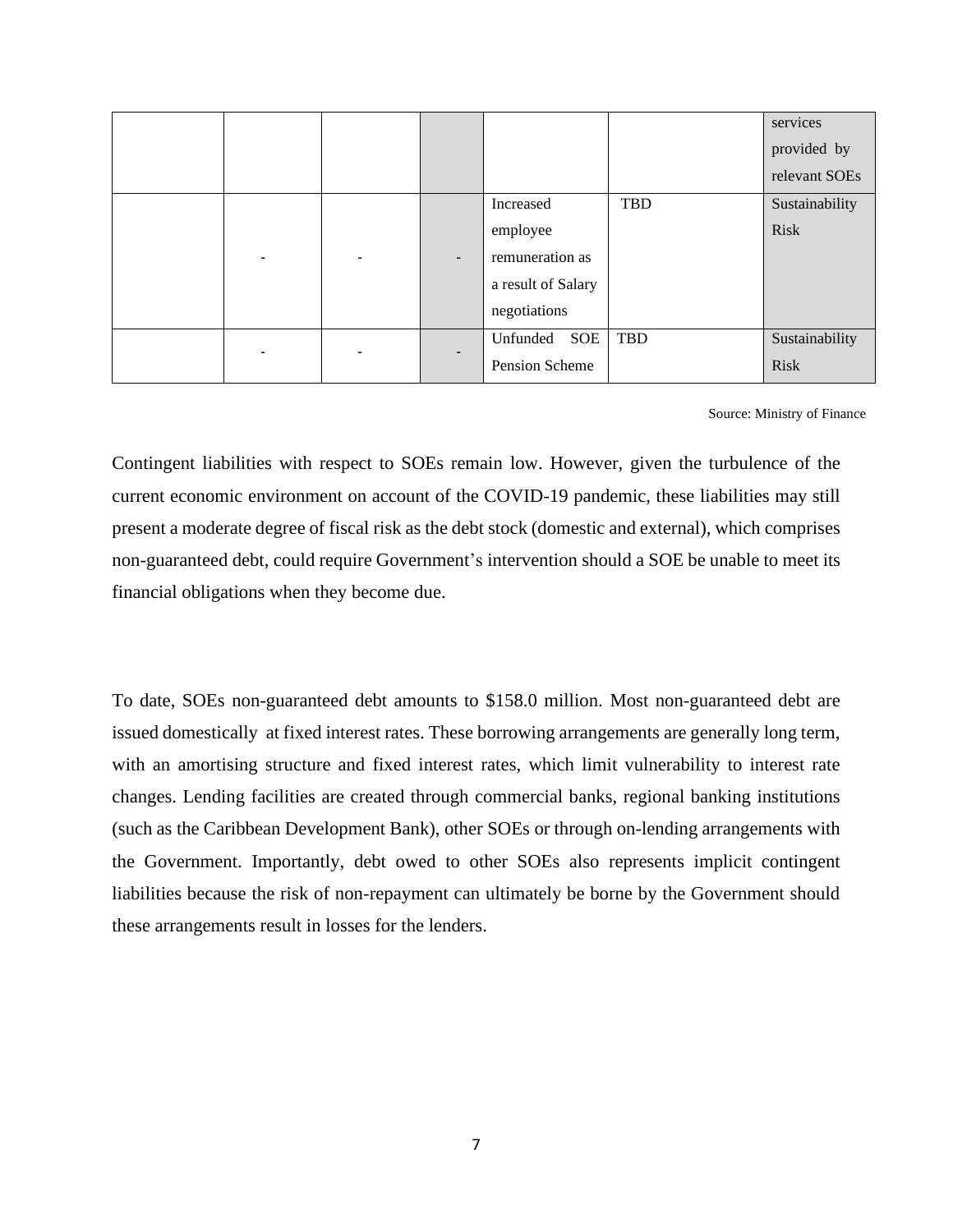|  |  |  |  |  |  | services provided by relevant SOEs |
|---|---|---|---|---|---|---|
|  | - | - | - | Increased employee remuneration as a result of Salary negotiations | TBD | Sustainability Risk |
|  | - | - | - | Unfunded SOE Pension Scheme | TBD | Sustainability Risk |

Source: Ministry of Finance

Contingent liabilities with respect to SOEs remain low. However, given the turbulence of the current economic environment on account of the COVID-19 pandemic, these liabilities may still present a moderate degree of fiscal risk as the debt stock (domestic and external), which comprises non-guaranteed debt, could require Government's intervention should a SOE be unable to meet its financial obligations when they become due.

To date, SOEs non-guaranteed debt amounts to $158.0 million. Most non-guaranteed debt are issued domestically at fixed interest rates. These borrowing arrangements are generally long term, with an amortising structure and fixed interest rates, which limit vulnerability to interest rate changes. Lending facilities are created through commercial banks, regional banking institutions (such as the Caribbean Development Bank), other SOEs or through on-lending arrangements with the Government. Importantly, debt owed to other SOEs also represents implicit contingent liabilities because the risk of non-repayment can ultimately be borne by the Government should these arrangements result in losses for the lenders.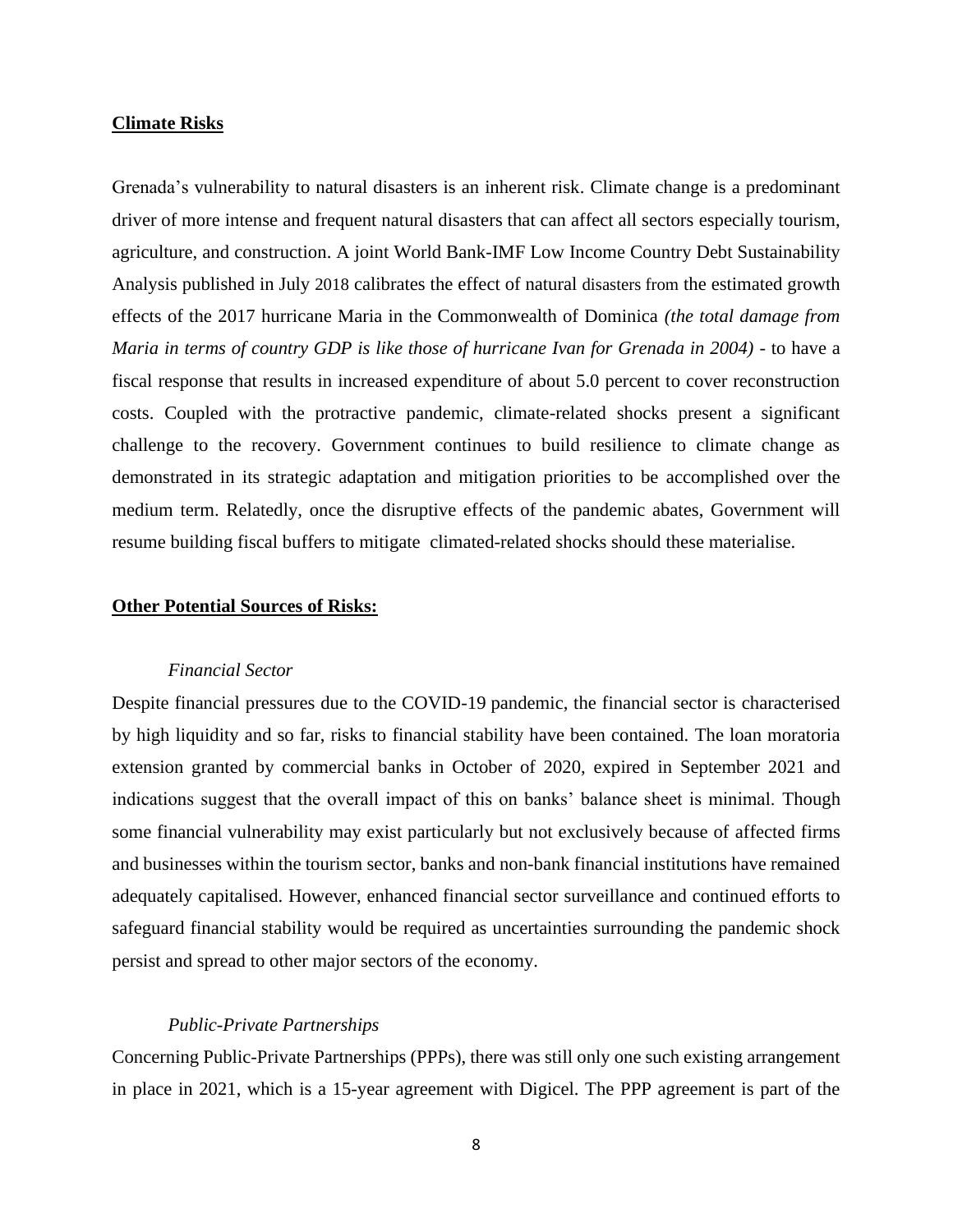**Climate Risks**

Grenada's vulnerability to natural disasters is an inherent risk. Climate change is a predominant driver of more intense and frequent natural disasters that can affect all sectors especially tourism, agriculture, and construction. A joint World Bank-IMF Low Income Country Debt Sustainability Analysis published in July 2018 calibrates the effect of natural disasters from the estimated growth effects of the 2017 hurricane Maria in the Commonwealth of Dominica *(the total damage from Maria in terms of country GDP is like those of hurricane Ivan for Grenada in 2004)* - to have a fiscal response that results in increased expenditure of about 5.0 percent to cover reconstruction costs. Coupled with the protractive pandemic, climate-related shocks present a significant challenge to the recovery. Government continues to build resilience to climate change as demonstrated in its strategic adaptation and mitigation priorities to be accomplished over the medium term. Relatedly, once the disruptive effects of the pandemic abates, Government will resume building fiscal buffers to mitigate climated-related shocks should these materialise.

**Other Potential Sources of Risks:**

*Financial Sector*

Despite financial pressures due to the COVID-19 pandemic, the financial sector is characterised by high liquidity and so far, risks to financial stability have been contained. The loan moratoria extension granted by commercial banks in October of 2020, expired in September 2021 and indications suggest that the overall impact of this on banks' balance sheet is minimal. Though some financial vulnerability may exist particularly but not exclusively because of affected firms and businesses within the tourism sector, banks and non-bank financial institutions have remained adequately capitalised. However, enhanced financial sector surveillance and continued efforts to safeguard financial stability would be required as uncertainties surrounding the pandemic shock persist and spread to other major sectors of the economy.

*Public-Private Partnerships*

Concerning Public-Private Partnerships (PPPs), there was still only one such existing arrangement in place in 2021, which is a 15-year agreement with Digicel. The PPP agreement is part of the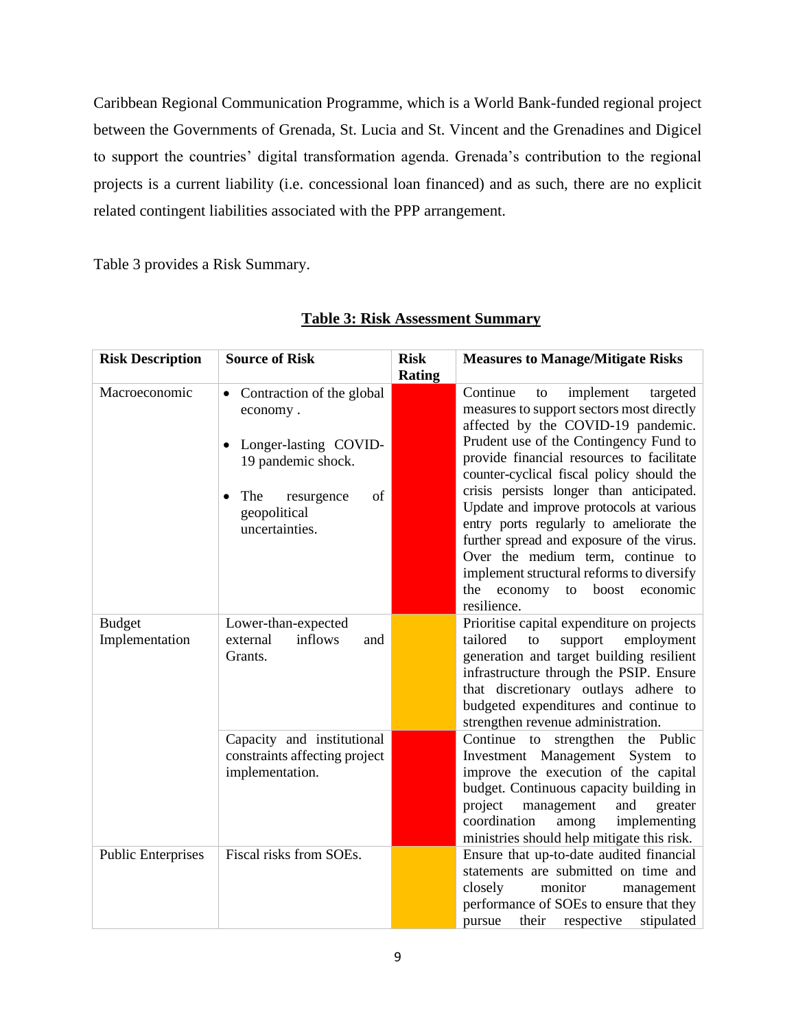Caribbean Regional Communication Programme, which is a World Bank-funded regional project between the Governments of Grenada, St. Lucia and St. Vincent and the Grenadines and Digicel to support the countries' digital transformation agenda. Grenada's contribution to the regional projects is a current liability (i.e. concessional loan financed) and as such, there are no explicit related contingent liabilities associated with the PPP arrangement.

Table 3 provides a Risk Summary.

**Table 3: Risk Assessment Summary**

| Risk Description | Source of Risk | Risk Rating | Measures to Manage/Mitigate Risks |
|---|---|---|---|
| Macroeconomic | • Contraction of the global economy .<br>• Longer-lasting COVID-19 pandemic shock.<br>• The resurgence of geopolitical uncertainties. | | Continue to implement targeted measures to support sectors most directly affected by the COVID-19 pandemic. Prudent use of the Contingency Fund to provide financial resources to facilitate counter-cyclical fiscal policy should the crisis persists longer than anticipated. Update and improve protocols at various entry ports regularly to ameliorate the further spread and exposure of the virus. Over the medium term, continue to implement structural reforms to diversify the economy to boost economic resilience. |
| Budget Implementation | Lower-than-expected external inflows and Grants. | | Prioritise capital expenditure on projects tailored to support employment generation and target building resilient infrastructure through the PSIP. Ensure that discretionary outlays adhere to budgeted expenditures and continue to strengthen revenue administration. |
| | Capacity and institutional constraints affecting project implementation. | | Continue to strengthen the Public Investment Management System to improve the execution of the capital budget. Continuous capacity building in project management and greater coordination among implementing ministries should help mitigate this risk. |
| Public Enterprises | Fiscal risks from SOEs. | | Ensure that up-to-date audited financial statements are submitted on time and closely monitor management performance of SOEs to ensure that they pursue their respective stipulated |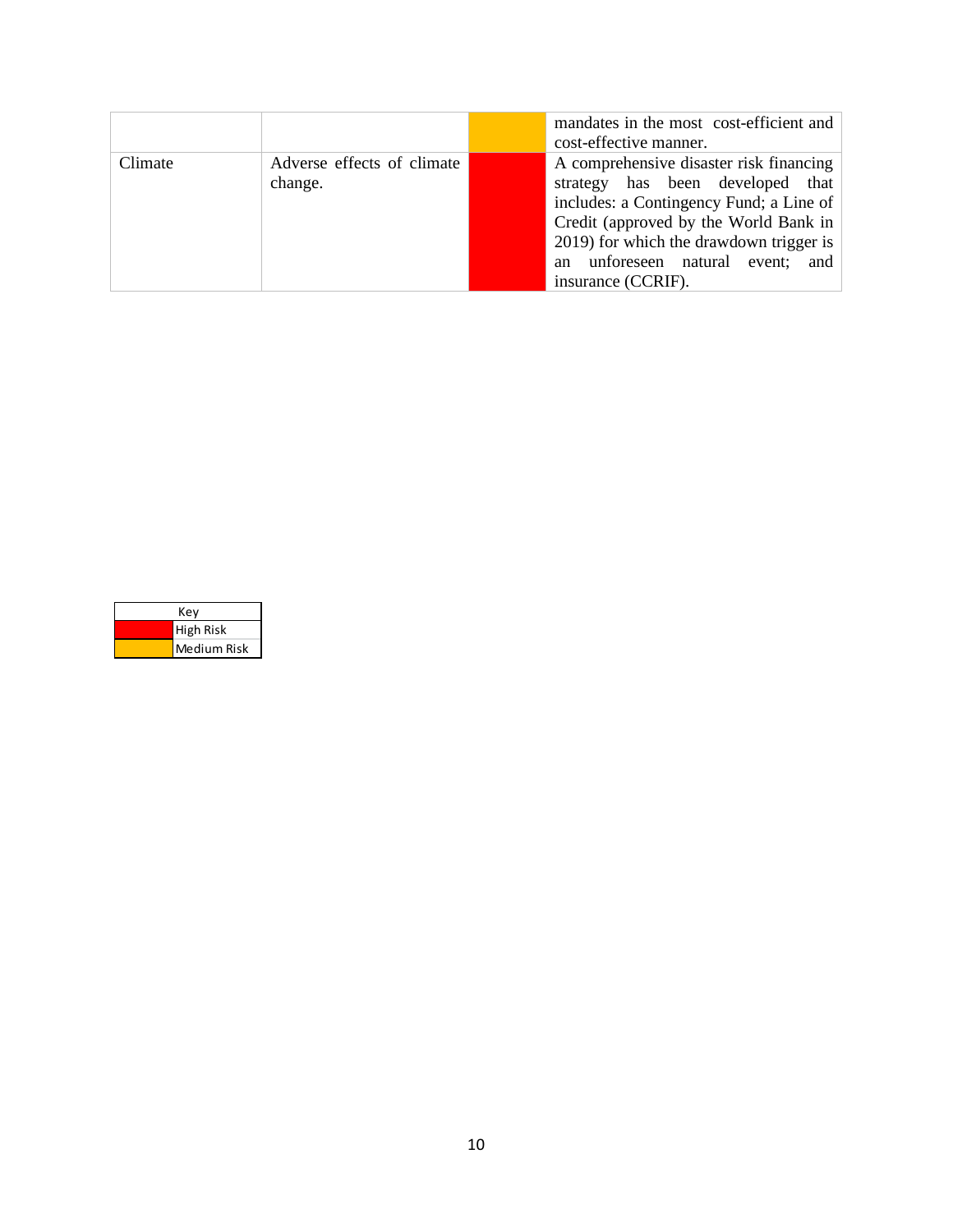| | | | |
|---|---|---|---|
| | | Medium Risk | mandates in the most cost-efficient and cost-effective manner. |
| Climate | Adverse effects of climate change. | High Risk | A comprehensive disaster risk financing strategy has been developed that includes: a Contingency Fund; a Line of Credit (approved by the World Bank in 2019) for which the drawdown trigger is an unforeseen natural event; and insurance (CCRIF). |

| Key | |
|---|---|
| (red) | High Risk |
| (amber) | Medium Risk |